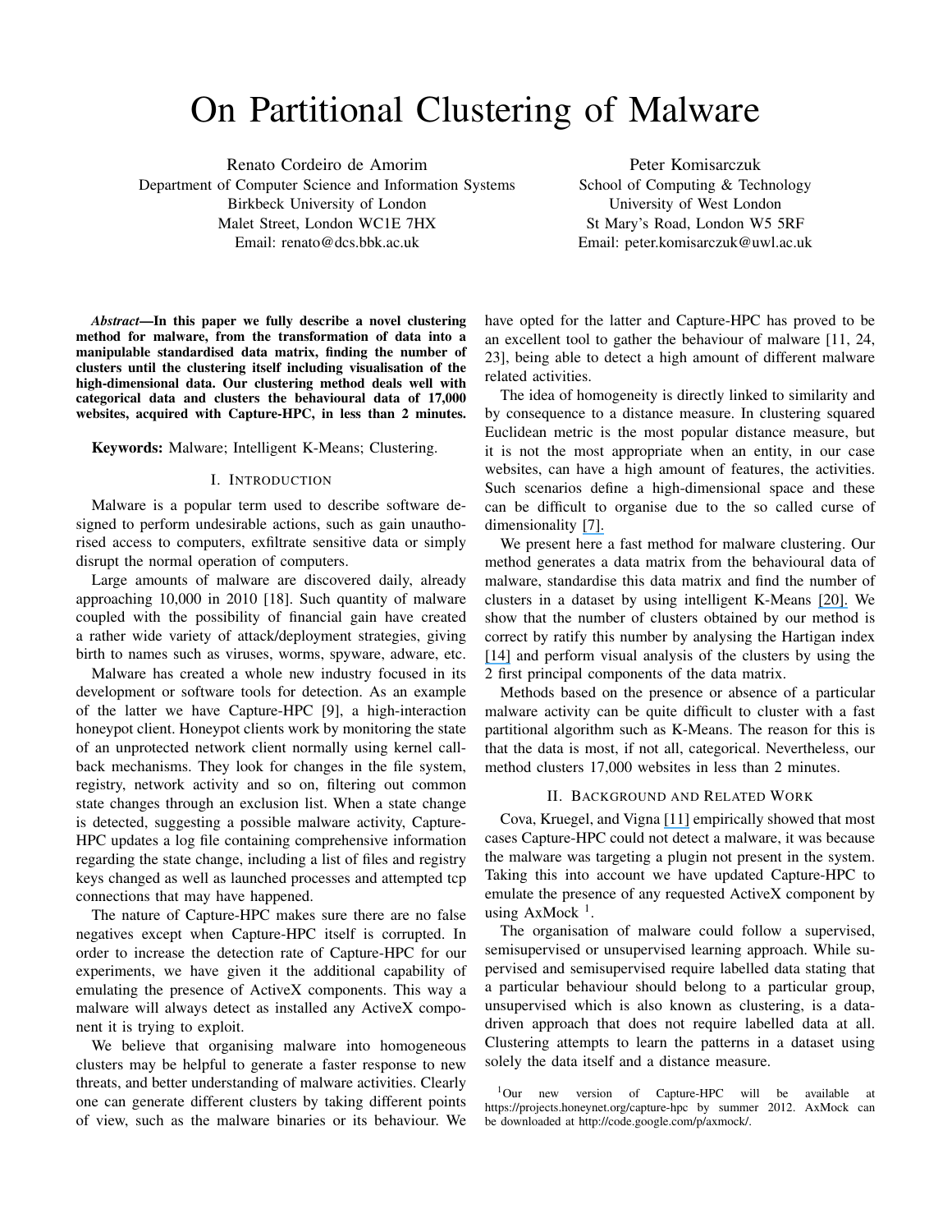# On Partitional Clustering of Malware

Renato Cordeiro de Amorim
Department of Computer Science and Information Systems
Birkbeck University of London
Malet Street, London WC1E 7HX
Email: renato@dcs.bbk.ac.uk

Peter Komisarczuk
School of Computing & Technology
University of West London
St Mary's Road, London W5 5RF
Email: peter.komisarczuk@uwl.ac.uk

***Abstract*—In this paper we fully describe a novel clustering method for malware, from the transformation of data into a manipulable standardised data matrix, finding the number of clusters until the clustering itself including visualisation of the high-dimensional data. Our clustering method deals well with categorical data and clusters the behavioural data of 17,000 websites, acquired with Capture-HPC, in less than 2 minutes.**

**Keywords:** Malware; Intelligent K-Means; Clustering.

## I. Introduction

Malware is a popular term used to describe software designed to perform undesirable actions, such as gain unauthorised access to computers, exfiltrate sensitive data or simply disrupt the normal operation of computers.

Large amounts of malware are discovered daily, already approaching 10,000 in 2010 [18]. Such quantity of malware coupled with the possibility of financial gain have created a rather wide variety of attack/deployment strategies, giving birth to names such as viruses, worms, spyware, adware, etc.

Malware has created a whole new industry focused in its development or software tools for detection. As an example of the latter we have Capture-HPC [9], a high-interaction honeypot client. Honeypot clients work by monitoring the state of an unprotected network client normally using kernel call-back mechanisms. They look for changes in the file system, registry, network activity and so on, filtering out common state changes through an exclusion list. When a state change is detected, suggesting a possible malware activity, Capture-HPC updates a log file containing comprehensive information regarding the state change, including a list of files and registry keys changed as well as launched processes and attempted tcp connections that may have happened.

The nature of Capture-HPC makes sure there are no false negatives except when Capture-HPC itself is corrupted. In order to increase the detection rate of Capture-HPC for our experiments, we have given it the additional capability of emulating the presence of ActiveX components. This way a malware will always detect as installed any ActiveX component it is trying to exploit.

We believe that organising malware into homogeneous clusters may be helpful to generate a faster response to new threats, and better understanding of malware activities. Clearly one can generate different clusters by taking different points of view, such as the malware binaries or its behaviour. We have opted for the latter and Capture-HPC has proved to be an excellent tool to gather the behaviour of malware [11, 24, 23], being able to detect a high amount of different malware related activities.

The idea of homogeneity is directly linked to similarity and by consequence to a distance measure. In clustering squared Euclidean metric is the most popular distance measure, but it is not the most appropriate when an entity, in our case websites, can have a high amount of features, the activities. Such scenarios define a high-dimensional space and these can be difficult to organise due to the so called curse of dimensionality [7].

We present here a fast method for malware clustering. Our method generates a data matrix from the behavioural data of malware, standardise this data matrix and find the number of clusters in a dataset by using intelligent K-Means [20]. We show that the number of clusters obtained by our method is correct by ratify this number by analysing the Hartigan index [14] and perform visual analysis of the clusters by using the 2 first principal components of the data matrix.

Methods based on the presence or absence of a particular malware activity can be quite difficult to cluster with a fast partitional algorithm such as K-Means. The reason for this is that the data is most, if not all, categorical. Nevertheless, our method clusters 17,000 websites in less than 2 minutes.

## II. Background and Related Work

Cova, Kruegel, and Vigna [11] empirically showed that most cases Capture-HPC could not detect a malware, it was because the malware was targeting a plugin not present in the system. Taking this into account we have updated Capture-HPC to emulate the presence of any requested ActiveX component by using AxMock [1].

The organisation of malware could follow a supervised, semisupervised or unsupervised learning approach. While supervised and semisupervised require labelled data stating that a particular behaviour should belong to a particular group, unsupervised which is also known as clustering, is a data-driven approach that does not require labelled data at all. Clustering attempts to learn the patterns in a dataset using solely the data itself and a distance measure.

[1] Our new version of Capture-HPC will be available at https://projects.honeynet.org/capture-hpc by summer 2012. AxMock can be downloaded at http://code.google.com/p/axmock/.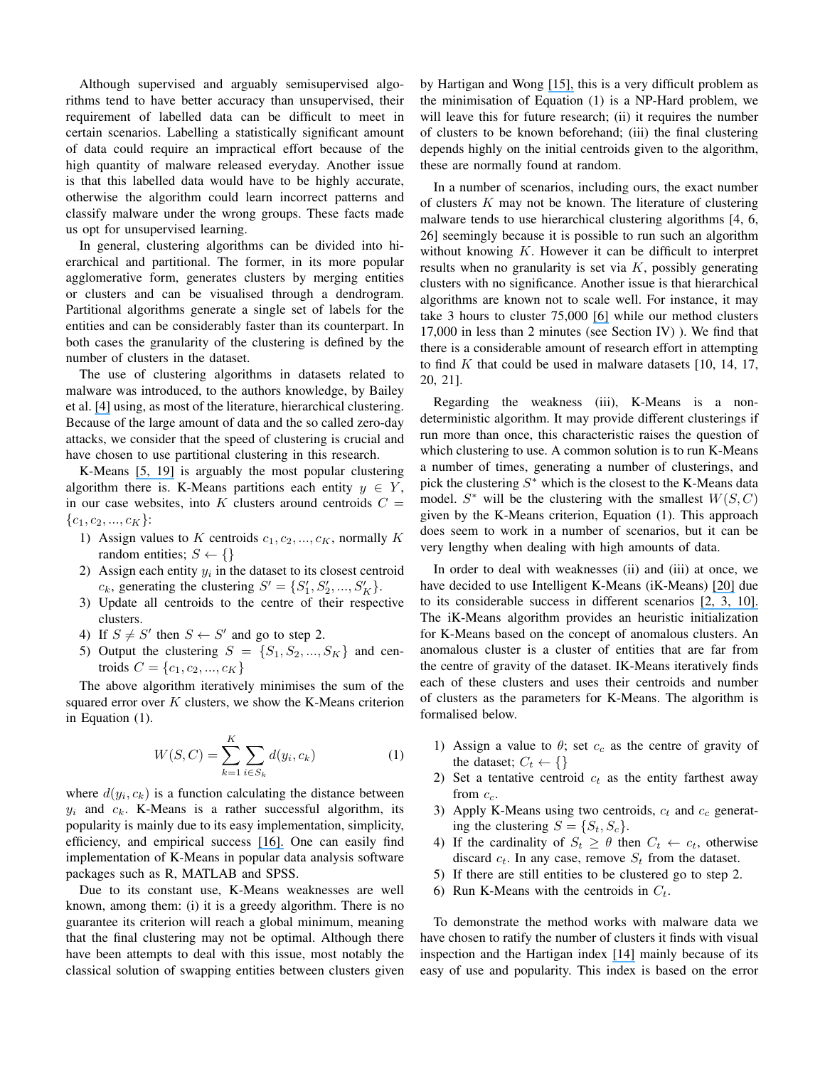Although supervised and arguably semisupervised algorithms tend to have better accuracy than unsupervised, their requirement of labelled data can be difficult to meet in certain scenarios. Labelling a statistically significant amount of data could require an impractical effort because of the high quantity of malware released everyday. Another issue is that this labelled data would have to be highly accurate, otherwise the algorithm could learn incorrect patterns and classify malware under the wrong groups. These facts made us opt for unsupervised learning.

In general, clustering algorithms can be divided into hierarchical and partitional. The former, in its more popular agglomerative form, generates clusters by merging entities or clusters and can be visualised through a dendrogram. Partitional algorithms generate a single set of labels for the entities and can be considerably faster than its counterpart. In both cases the granularity of the clustering is defined by the number of clusters in the dataset.

The use of clustering algorithms in datasets related to malware was introduced, to the authors knowledge, by Bailey et al. [4] using, as most of the literature, hierarchical clustering. Because of the large amount of data and the so called zero-day attacks, we consider that the speed of clustering is crucial and have chosen to use partitional clustering in this research.

K-Means [5, 19] is arguably the most popular clustering algorithm there is. K-Means partitions each entity $y \in Y$, in our case websites, into $K$ clusters around centroids $C = \{c_1, c_2, ..., c_K\}$:

1) Assign values to $K$ centroids $c_1, c_2, ..., c_K$, normally $K$ random entities; $S \leftarrow \{\}$
2) Assign each entity $y_i$ in the dataset to its closest centroid $c_k$, generating the clustering $S' = \{S'_1, S'_2, ..., S'_K\}$.
3) Update all centroids to the centre of their respective clusters.
4) If $S \neq S'$ then $S \leftarrow S'$ and go to step 2.
5) Output the clustering $S = \{S_1, S_2, ..., S_K\}$ and centroids $C = \{c_1, c_2, ..., c_K\}$

The above algorithm iteratively minimises the sum of the squared error over $K$ clusters, we show the K-Means criterion in Equation (1).

$$W(S, C) = \sum_{k=1}^{K} \sum_{i \in S_k} d(y_i, c_k) \tag{1}$$

where $d(y_i, c_k)$ is a function calculating the distance between $y_i$ and $c_k$. K-Means is a rather successful algorithm, its popularity is mainly due to its easy implementation, simplicity, efficiency, and empirical success [16]. One can easily find implementation of K-Means in popular data analysis software packages such as R, MATLAB and SPSS.

Due to its constant use, K-Means weaknesses are well known, among them: (i) it is a greedy algorithm. There is no guarantee its criterion will reach a global minimum, meaning that the final clustering may not be optimal. Although there have been attempts to deal with this issue, most notably the classical solution of swapping entities between clusters given by Hartigan and Wong [15], this is a very difficult problem as the minimisation of Equation (1) is a NP-Hard problem, we will leave this for future research; (ii) it requires the number of clusters to be known beforehand; (iii) the final clustering depends highly on the initial centroids given to the algorithm, these are normally found at random.

In a number of scenarios, including ours, the exact number of clusters $K$ may not be known. The literature of clustering malware tends to use hierarchical clustering algorithms [4, 6, 26] seemingly because it is possible to run such an algorithm without knowing $K$. However it can be difficult to interpret results when no granularity is set via $K$, possibly generating clusters with no significance. Another issue is that hierarchical algorithms are known not to scale well. For instance, it may take 3 hours to cluster 75,000 [6] while our method clusters 17,000 in less than 2 minutes (see Section IV) ). We find that there is a considerable amount of research effort in attempting to find $K$ that could be used in malware datasets [10, 14, 17, 20, 21].

Regarding the weakness (iii), K-Means is a non-deterministic algorithm. It may provide different clusterings if run more than once, this characteristic raises the question of which clustering to use. A common solution is to run K-Means a number of times, generating a number of clusterings, and pick the clustering $S^*$ which is the closest to the K-Means data model. $S^*$ will be the clustering with the smallest $W(S, C)$ given by the K-Means criterion, Equation (1). This approach does seem to work in a number of scenarios, but it can be very lengthy when dealing with high amounts of data.

In order to deal with weaknesses (ii) and (iii) at once, we have decided to use Intelligent K-Means (iK-Means) [20] due to its considerable success in different scenarios [2, 3, 10]. The iK-Means algorithm provides an heuristic initialization for K-Means based on the concept of anomalous clusters. An anomalous cluster is a cluster of entities that are far from the centre of gravity of the dataset. IK-Means iteratively finds each of these clusters and uses their centroids and number of clusters as the parameters for K-Means. The algorithm is formalised below.

1) Assign a value to $\theta$; set $c_c$ as the centre of gravity of the dataset; $C_t \leftarrow \{\}$
2) Set a tentative centroid $c_t$ as the entity farthest away from $c_c$.
3) Apply K-Means using two centroids, $c_t$ and $c_c$ generating the clustering $S = \{S_t, S_c\}$.
4) If the cardinality of $S_t \geq \theta$ then $C_t \leftarrow c_t$, otherwise discard $c_t$. In any case, remove $S_t$ from the dataset.
5) If there are still entities to be clustered go to step 2.
6) Run K-Means with the centroids in $C_t$.

To demonstrate the method works with malware data we have chosen to ratify the number of clusters it finds with visual inspection and the Hartigan index [14] mainly because of its easy of use and popularity. This index is based on the error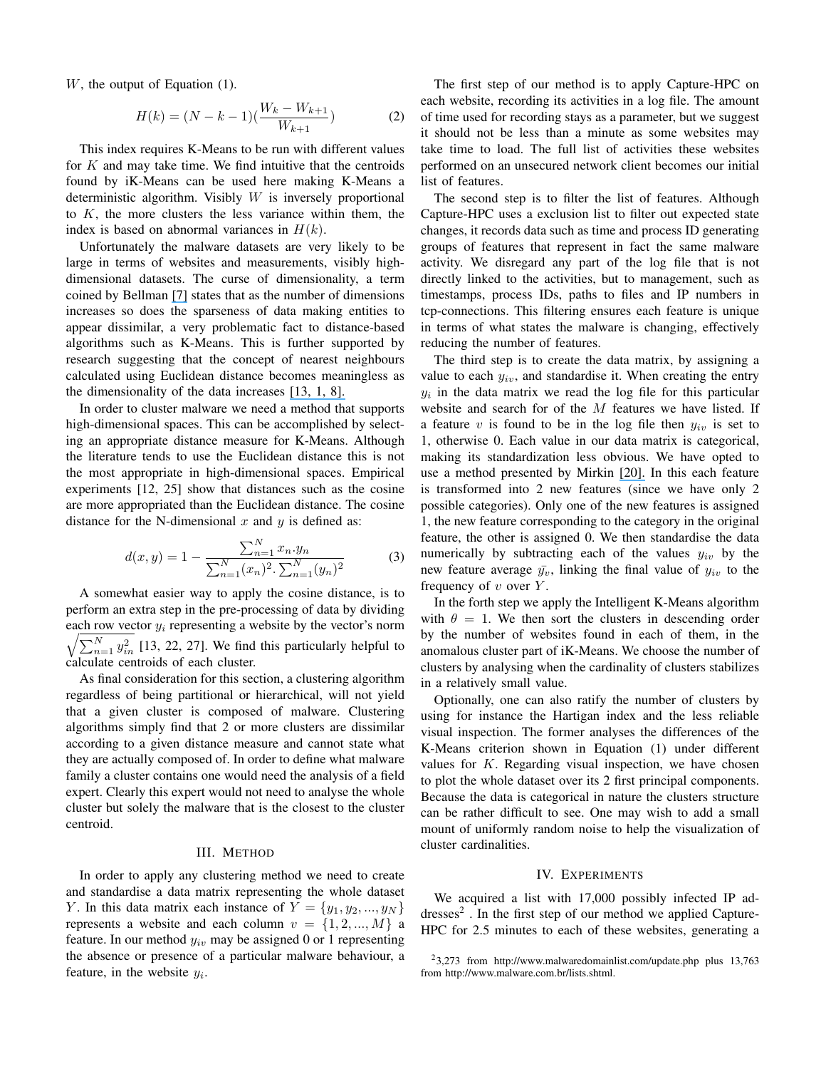$W$, the output of Equation (1).

$$H(k) = (N - k - 1)(\frac{W_k - W_{k+1}}{W_{k+1}}) \quad (2)$$

This index requires K-Means to be run with different values for $K$ and may take time. We find intuitive that the centroids found by iK-Means can be used here making K-Means a deterministic algorithm. Visibly $W$ is inversely proportional to $K$, the more clusters the less variance within them, the index is based on abnormal variances in $H(k)$.

Unfortunately the malware datasets are very likely to be large in terms of websites and measurements, visibly high-dimensional datasets. The curse of dimensionality, a term coined by Bellman [7] states that as the number of dimensions increases so does the sparseness of data making entities to appear dissimilar, a very problematic fact to distance-based algorithms such as K-Means. This is further supported by research suggesting that the concept of nearest neighbours calculated using Euclidean distance becomes meaningless as the dimensionality of the data increases [13, 1, 8].

In order to cluster malware we need a method that supports high-dimensional spaces. This can be accomplished by selecting an appropriate distance measure for K-Means. Although the literature tends to use the Euclidean distance this is not the most appropriate in high-dimensional spaces. Empirical experiments [12, 25] show that distances such as the cosine are more appropriated than the Euclidean distance. The cosine distance for the N-dimensional $x$ and $y$ is defined as:

$$d(x,y) = 1 - \frac{\sum_{n=1}^{N} x_n.y_n}{\sum_{n=1}^{N}(x_n)^2.\sum_{n=1}^{N}(y_n)^2} \quad (3)$$

A somewhat easier way to apply the cosine distance, is to perform an extra step in the pre-processing of data by dividing each row vector $y_i$ representing a website by the vector's norm $\sqrt{\sum_{n=1}^{N} y_{in}^2}$ [13, 22, 27]. We find this particularly helpful to calculate centroids of each cluster.

As final consideration for this section, a clustering algorithm regardless of being partitional or hierarchical, will not yield that a given cluster is composed of malware. Clustering algorithms simply find that 2 or more clusters are dissimilar according to a given distance measure and cannot state what they are actually composed of. In order to define what malware family a cluster contains one would need the analysis of a field expert. Clearly this expert would not need to analyse the whole cluster but solely the malware that is the closest to the cluster centroid.

## III. Method

In order to apply any clustering method we need to create and standardise a data matrix representing the whole dataset $Y$. In this data matrix each instance of $Y = \{y_1, y_2, ..., y_N\}$ represents a website and each column $v = \{1, 2, ..., M\}$ a feature. In our method $y_{iv}$ may be assigned 0 or 1 representing the absence or presence of a particular malware behaviour, a feature, in the website $y_i$.

The first step of our method is to apply Capture-HPC on each website, recording its activities in a log file. The amount of time used for recording stays as a parameter, but we suggest it should not be less than a minute as some websites may take time to load. The full list of activities these websites performed on an unsecured network client becomes our initial list of features.

The second step is to filter the list of features. Although Capture-HPC uses a exclusion list to filter out expected state changes, it records data such as time and process ID generating groups of features that represent in fact the same malware activity. We disregard any part of the log file that is not directly linked to the activities, but to management, such as timestamps, process IDs, paths to files and IP numbers in tcp-connections. This filtering ensures each feature is unique in terms of what states the malware is changing, effectively reducing the number of features.

The third step is to create the data matrix, by assigning a value to each $y_{iv}$, and standardise it. When creating the entry $y_i$ in the data matrix we read the log file for this particular website and search for of the $M$ features we have listed. If a feature $v$ is found to be in the log file then $y_{iv}$ is set to 1, otherwise 0. Each value in our data matrix is categorical, making its standardization less obvious. We have opted to use a method presented by Mirkin [20]. In this each feature is transformed into 2 new features (since we have only 2 possible categories). Only one of the new features is assigned 1, the new feature corresponding to the category in the original feature, the other is assigned 0. We then standardise the data numerically by subtracting each of the values $y_{iv}$ by the new feature average $\bar{y_v}$, linking the final value of $y_{iv}$ to the frequency of $v$ over $Y$.

In the forth step we apply the Intelligent K-Means algorithm with $\theta = 1$. We then sort the clusters in descending order by the number of websites found in each of them, in the anomalous cluster part of iK-Means. We choose the number of clusters by analysing when the cardinality of clusters stabilizes in a relatively small value.

Optionally, one can also ratify the number of clusters by using for instance the Hartigan index and the less reliable visual inspection. The former analyses the differences of the K-Means criterion shown in Equation (1) under different values for $K$. Regarding visual inspection, we have chosen to plot the whole dataset over its 2 first principal components. Because the data is categorical in nature the clusters structure can be rather difficult to see. One may wish to add a small mount of uniformly random noise to help the visualization of cluster cardinalities.

## IV. Experiments

We acquired a list with 17,000 possibly infected IP addresses[2] . In the first step of our method we applied Capture-HPC for 2.5 minutes to each of these websites, generating a

[2] 3,273 from http://www.malwaredomainlist.com/update.php plus 13,763 from http://www.malware.com.br/lists.shtml.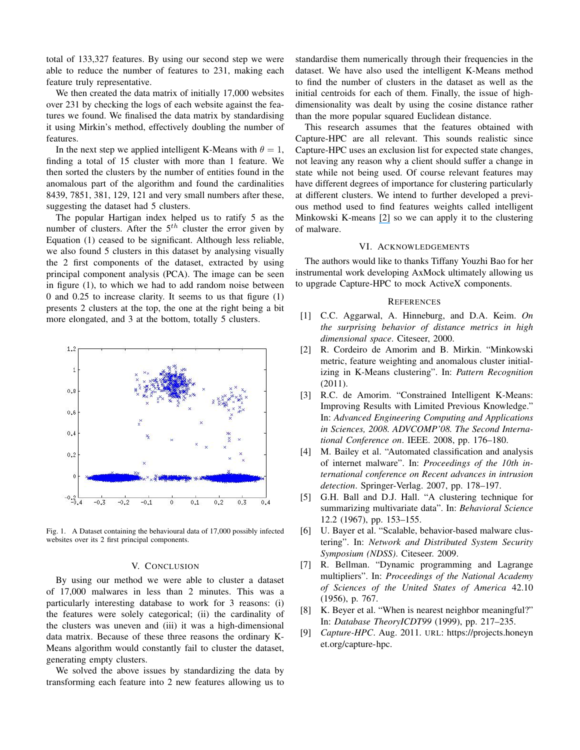total of 133,327 features. By using our second step we were able to reduce the number of features to 231, making each feature truly representative.

We then created the data matrix of initially 17,000 websites over 231 by checking the logs of each website against the features we found. We finalised the data matrix by standardising it using Mirkin's method, effectively doubling the number of features.

In the next step we applied intelligent K-Means with $\theta = 1$, finding a total of 15 cluster with more than 1 feature. We then sorted the clusters by the number of entities found in the anomalous part of the algorithm and found the cardinalities 8439, 7851, 381, 129, 121 and very small numbers after these, suggesting the dataset had 5 clusters.

The popular Hartigan index helped us to ratify 5 as the number of clusters. After the $5^{th}$ cluster the error given by Equation (1) ceased to be significant. Although less reliable, we also found 5 clusters in this dataset by analysing visually the 2 first components of the dataset, extracted by using principal component analysis (PCA). The image can be seen in figure (1), to which we had to add random noise between 0 and 0.25 to increase clarity. It seems to us that figure (1) presents 2 clusters at the top, the one at the right being a bit more elongated, and 3 at the bottom, totally 5 clusters.

Fig. 1. A Dataset containing the behavioural data of 17,000 possibly infected websites over its 2 first principal components.

## V. Conclusion

By using our method we were able to cluster a dataset of 17,000 malwares in less than 2 minutes. This was a particularly interesting database to work for 3 reasons: (i) the features were solely categorical; (ii) the cardinality of the clusters was uneven and (iii) it was a high-dimensional data matrix. Because of these three reasons the ordinary K-Means algorithm would constantly fail to cluster the dataset, generating empty clusters.

We solved the above issues by standardizing the data by transforming each feature into 2 new features allowing us to standardise them numerically through their frequencies in the dataset. We have also used the intelligent K-Means method to find the number of clusters in the dataset as well as the initial centroids for each of them. Finally, the issue of high-dimensionality was dealt by using the cosine distance rather than the more popular squared Euclidean distance.

This research assumes that the features obtained with Capture-HPC are all relevant. This sounds realistic since Capture-HPC uses an exclusion list for expected state changes, not leaving any reason why a client should suffer a change in state while not being used. Of course relevant features may have different degrees of importance for clustering particularly at different clusters. We intend to further developed a previous method used to find features weights called intelligent Minkowski K-means [2] so we can apply it to the clustering of malware.

## VI. Acknowledgements

The authors would like to thanks Tiffany Youzhi Bao for her instrumental work developing AxMock ultimately allowing us to upgrade Capture-HPC to mock ActiveX components.

## References

[1] C.C. Aggarwal, A. Hinneburg, and D.A. Keim. *On the surprising behavior of distance metrics in high dimensional space*. Citeseer, 2000.

[2] R. Cordeiro de Amorim and B. Mirkin. "Minkowski metric, feature weighting and anomalous cluster initializing in K-Means clustering". In: *Pattern Recognition* (2011).

[3] R.C. de Amorim. "Constrained Intelligent K-Means: Improving Results with Limited Previous Knowledge." In: *Advanced Engineering Computing and Applications in Sciences, 2008. ADVCOMP'08. The Second International Conference on*. IEEE. 2008, pp. 176–180.

[4] M. Bailey et al. "Automated classification and analysis of internet malware". In: *Proceedings of the 10th international conference on Recent advances in intrusion detection*. Springer-Verlag. 2007, pp. 178–197.

[5] G.H. Ball and D.J. Hall. "A clustering technique for summarizing multivariate data". In: *Behavioral Science* 12.2 (1967), pp. 153–155.

[6] U. Bayer et al. "Scalable, behavior-based malware clustering". In: *Network and Distributed System Security Symposium (NDSS)*. Citeseer. 2009.

[7] R. Bellman. "Dynamic programming and Lagrange multipliers". In: *Proceedings of the National Academy of Sciences of the United States of America* 42.10 (1956), p. 767.

[8] K. Beyer et al. "When is nearest neighbor meaningful?" In: *Database TheoryICDT99* (1999), pp. 217–235.

[9] *Capture-HPC*. Aug. 2011. URL: https://projects.honeynet.org/capture-hpc.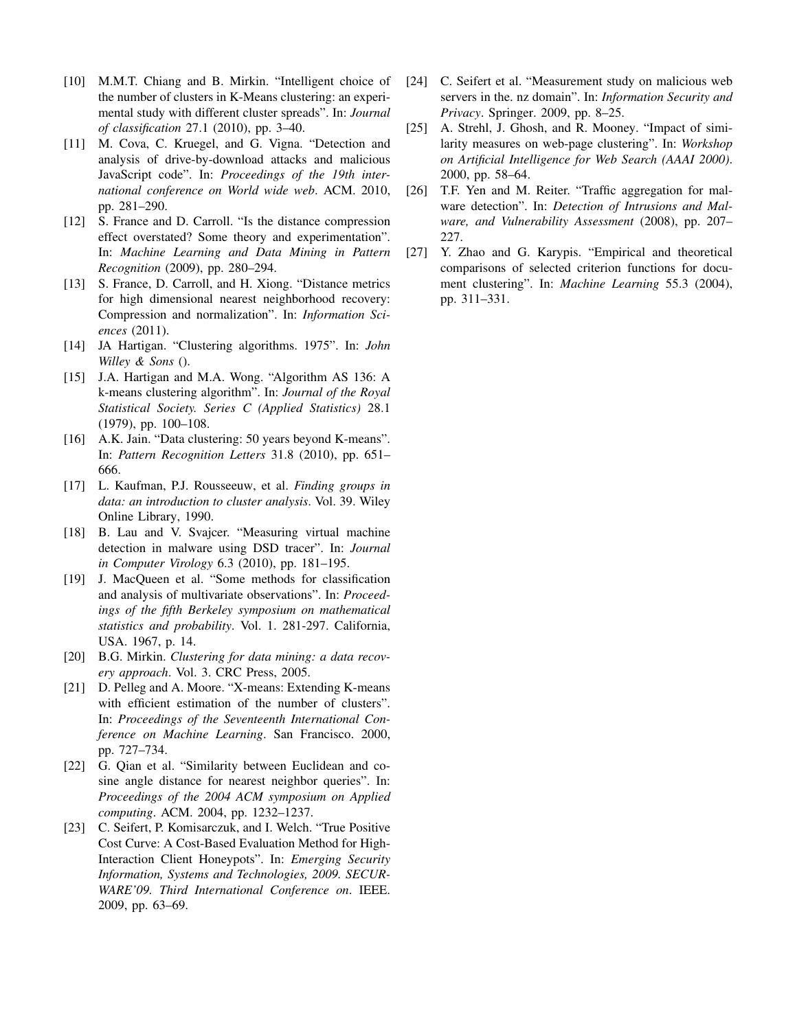[10] M.M.T. Chiang and B. Mirkin. "Intelligent choice of the number of clusters in K-Means clustering: an experimental study with different cluster spreads". In: *Journal of classification* 27.1 (2010), pp. 3–40.

[11] M. Cova, C. Kruegel, and G. Vigna. "Detection and analysis of drive-by-download attacks and malicious JavaScript code". In: *Proceedings of the 19th international conference on World wide web*. ACM. 2010, pp. 281–290.

[12] S. France and D. Carroll. "Is the distance compression effect overstated? Some theory and experimentation". In: *Machine Learning and Data Mining in Pattern Recognition* (2009), pp. 280–294.

[13] S. France, D. Carroll, and H. Xiong. "Distance metrics for high dimensional nearest neighborhood recovery: Compression and normalization". In: *Information Sciences* (2011).

[14] JA Hartigan. "Clustering algorithms. 1975". In: *John Willey & Sons* ().

[15] J.A. Hartigan and M.A. Wong. "Algorithm AS 136: A k-means clustering algorithm". In: *Journal of the Royal Statistical Society. Series C (Applied Statistics)* 28.1 (1979), pp. 100–108.

[16] A.K. Jain. "Data clustering: 50 years beyond K-means". In: *Pattern Recognition Letters* 31.8 (2010), pp. 651–666.

[17] L. Kaufman, P.J. Rousseeuw, et al. *Finding groups in data: an introduction to cluster analysis*. Vol. 39. Wiley Online Library, 1990.

[18] B. Lau and V. Svajcer. "Measuring virtual machine detection in malware using DSD tracer". In: *Journal in Computer Virology* 6.3 (2010), pp. 181–195.

[19] J. MacQueen et al. "Some methods for classification and analysis of multivariate observations". In: *Proceedings of the fifth Berkeley symposium on mathematical statistics and probability*. Vol. 1. 281-297. California, USA. 1967, p. 14.

[20] B.G. Mirkin. *Clustering for data mining: a data recovery approach*. Vol. 3. CRC Press, 2005.

[21] D. Pelleg and A. Moore. "X-means: Extending K-means with efficient estimation of the number of clusters". In: *Proceedings of the Seventeenth International Conference on Machine Learning*. San Francisco. 2000, pp. 727–734.

[22] G. Qian et al. "Similarity between Euclidean and cosine angle distance for nearest neighbor queries". In: *Proceedings of the 2004 ACM symposium on Applied computing*. ACM. 2004, pp. 1232–1237.

[23] C. Seifert, P. Komisarczuk, and I. Welch. "True Positive Cost Curve: A Cost-Based Evaluation Method for High-Interaction Client Honeypots". In: *Emerging Security Information, Systems and Technologies, 2009. SECURWARE'09. Third International Conference on*. IEEE. 2009, pp. 63–69.

[24] C. Seifert et al. "Measurement study on malicious web servers in the. nz domain". In: *Information Security and Privacy*. Springer. 2009, pp. 8–25.

[25] A. Strehl, J. Ghosh, and R. Mooney. "Impact of similarity measures on web-page clustering". In: *Workshop on Artificial Intelligence for Web Search (AAAI 2000)*. 2000, pp. 58–64.

[26] T.F. Yen and M. Reiter. "Traffic aggregation for malware detection". In: *Detection of Intrusions and Malware, and Vulnerability Assessment* (2008), pp. 207–227.

[27] Y. Zhao and G. Karypis. "Empirical and theoretical comparisons of selected criterion functions for document clustering". In: *Machine Learning* 55.3 (2004), pp. 311–331.